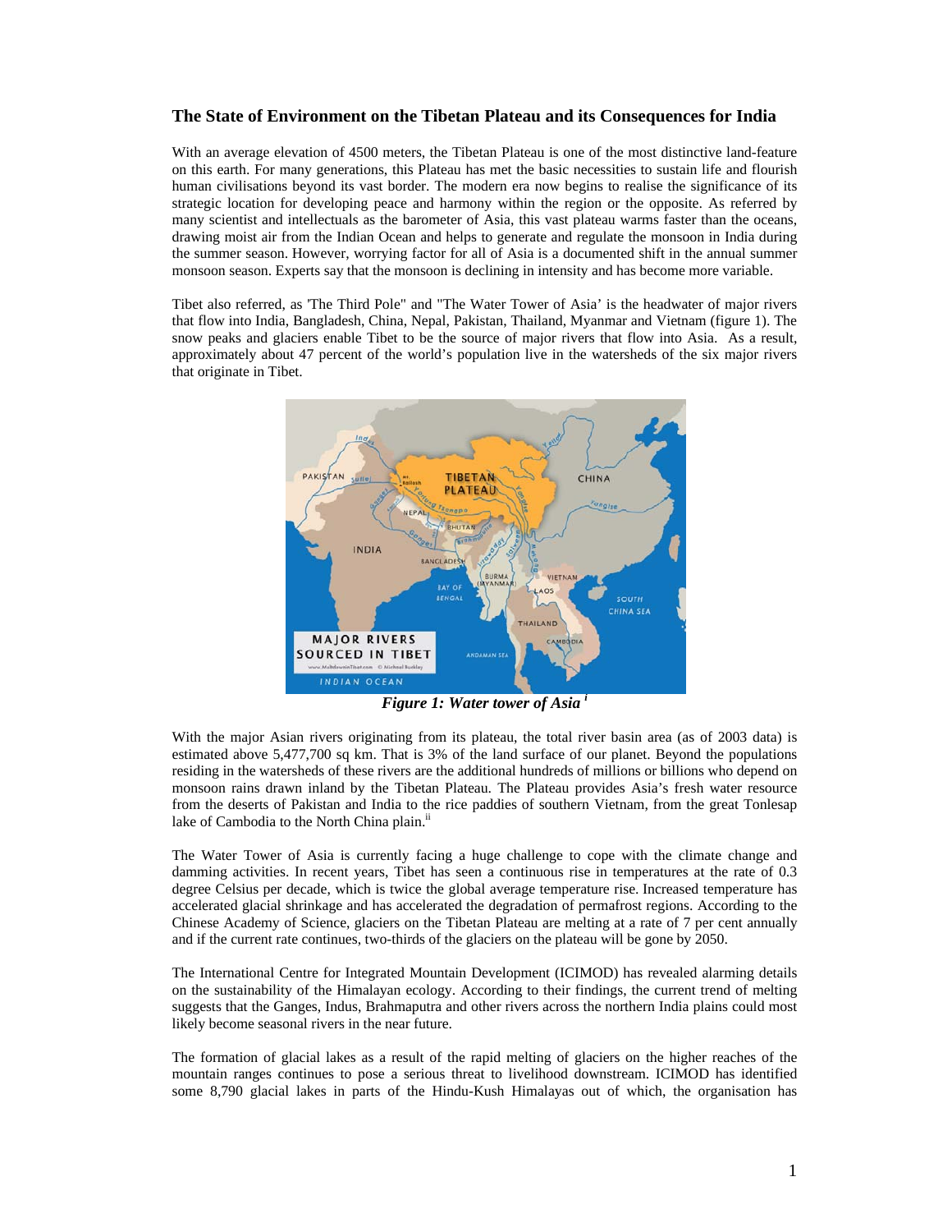## The State of Environment on the Tibetan Plateau and its Consequences for India

With an average elevation of 4500 meters, the Tibetan Plateau is one of the most distinctive land-feature on this earth. For many generations, this Plateau has met the basic necessities to sustain life and flourish human civilisations beyond its vast border. The modern era now begins to realise the significance of its strategic location for developing peace and harmony within the region or the opposite. As referred by many scientist and intellectuals as the barometer of Asia, this vast plateau warms faster than the oceans, drawing moist air from the Indian Ocean and helps to generate and regulate the monsoon in India during the summer season. However, worrying factor for all of Asia is a documented shift in the annual summer monsoon season. Experts say that the monsoon is declining in intensity and has become more variable.

Tibet also referred, as 'The Third Pole" and "The Water Tower of Asia' is the headwater of major rivers that flow into India, Bangladesh, China, Nepal, Pakistan, Thailand, Myanmar and Vietnam (figure 1). The snow peaks and glaciers enable Tibet to be the source of major rivers that flow into Asia. As a result, approximately about 47 percent of the world's population live in the watersheds of the six major rivers that originate in Tibet.

***Figure 1: Water tower of Asia*** [i]

With the major Asian rivers originating from its plateau, the total river basin area (as of 2003 data) is estimated above 5,477,700 sq km. That is 3% of the land surface of our planet. Beyond the populations residing in the watersheds of these rivers are the additional hundreds of millions or billions who depend on monsoon rains drawn inland by the Tibetan Plateau. The Plateau provides Asia's fresh water resource from the deserts of Pakistan and India to the rice paddies of southern Vietnam, from the great Tonlesap lake of Cambodia to the North China plain.[ii]

The Water Tower of Asia is currently facing a huge challenge to cope with the climate change and damming activities. In recent years, Tibet has seen a continuous rise in temperatures at the rate of 0.3 degree Celsius per decade, which is twice the global average temperature rise. Increased temperature has accelerated glacial shrinkage and has accelerated the degradation of permafrost regions. According to the Chinese Academy of Science, glaciers on the Tibetan Plateau are melting at a rate of 7 per cent annually and if the current rate continues, two-thirds of the glaciers on the plateau will be gone by 2050.

The International Centre for Integrated Mountain Development (ICIMOD) has revealed alarming details on the sustainability of the Himalayan ecology. According to their findings, the current trend of melting suggests that the Ganges, Indus, Brahmaputra and other rivers across the northern India plains could most likely become seasonal rivers in the near future.

The formation of glacial lakes as a result of the rapid melting of glaciers on the higher reaches of the mountain ranges continues to pose a serious threat to livelihood downstream. ICIMOD has identified some 8,790 glacial lakes in parts of the Hindu-Kush Himalayas out of which, the organisation has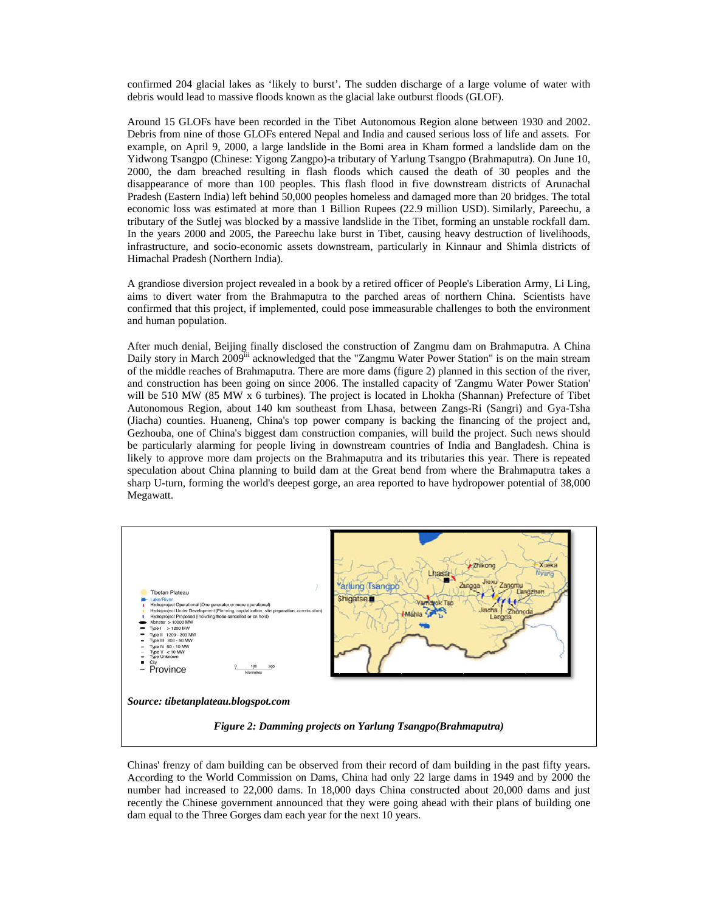confirmed 204 glacial lakes as 'likely to burst'. The sudden discharge of a large volume of water with debris would lead to massive floods known as the glacial lake outburst floods (GLOF).

Around 15 GLOFs have been recorded in the Tibet Autonomous Region alone between 1930 and 2002. Debris from nine of those GLOFs entered Nepal and India and caused serious loss of life and assets. For example, on April 9, 2000, a large landslide in the Bomi area in Kham formed a landslide dam on the Yidwong Tsangpo (Chinese: Yigong Zangpo)-a tributary of Yarlung Tsangpo (Brahmaputra). On June 10, 2000, the dam breached resulting in flash floods which caused the death of 30 peoples and the disappearance of more than 100 peoples. This flash flood in five downstream districts of Arunachal Pradesh (Eastern India) left behind 50,000 peoples homeless and damaged more than 20 bridges. The total economic loss was estimated at more than 1 Billion Rupees (22.9 million USD). Similarly, Pareechu, a tributary of the Sutlej was blocked by a massive landslide in the Tibet, forming an unstable rockfall dam. In the years 2000 and 2005, the Pareechu lake burst in Tibet, causing heavy destruction of livelihoods, infrastructure, and socio-economic assets downstream, particularly in Kinnaur and Shimla districts of Himachal Pradesh (Northern India).

A grandiose diversion project revealed in a book by a retired officer of People's Liberation Army, Li Ling, aims to divert water from the Brahmaputra to the parched areas of northern China. Scientists have confirmed that this project, if implemented, could pose immeasurable challenges to both the environment and human population.

After much denial, Beijing finally disclosed the construction of Zangmu dam on Brahmaputra. A China Daily story in March 2009[iii] acknowledged that the "Zangmu Water Power Station" is on the main stream of the middle reaches of Brahmaputra. There are more dams (figure 2) planned in this section of the river, and construction has been going on since 2006. The installed capacity of 'Zangmu Water Power Station' will be 510 MW (85 MW x 6 turbines). The project is located in Lhokha (Shannan) Prefecture of Tibet Autonomous Region, about 140 km southeast from Lhasa, between Zangs-Ri (Sangri) and Gya-Tsha (Jiacha) counties. Huaneng, China's top power company is backing the financing of the project and, Gezhouba, one of China's biggest dam construction companies, will build the project. Such news should be particularly alarming for people living in downstream countries of India and Bangladesh. China is likely to approve more dam projects on the Brahmaputra and its tributaries this year. There is repeated speculation about China planning to build dam at the Great bend from where the Brahmaputra takes a sharp U-turn, forming the world's deepest gorge, an area reported to have hydropower potential of 38,000 Megawatt.

***Source: tibetanplateau.blogspot.com***

***Figure 2: Damming projects on Yarlung Tsangpo(Brahmaputra)***

Chinas' frenzy of dam building can be observed from their record of dam building in the past fifty years. According to the World Commission on Dams, China had only 22 large dams in 1949 and by 2000 the number had increased to 22,000 dams. In 18,000 days China constructed about 20,000 dams and just recently the Chinese government announced that they were going ahead with their plans of building one dam equal to the Three Gorges dam each year for the next 10 years.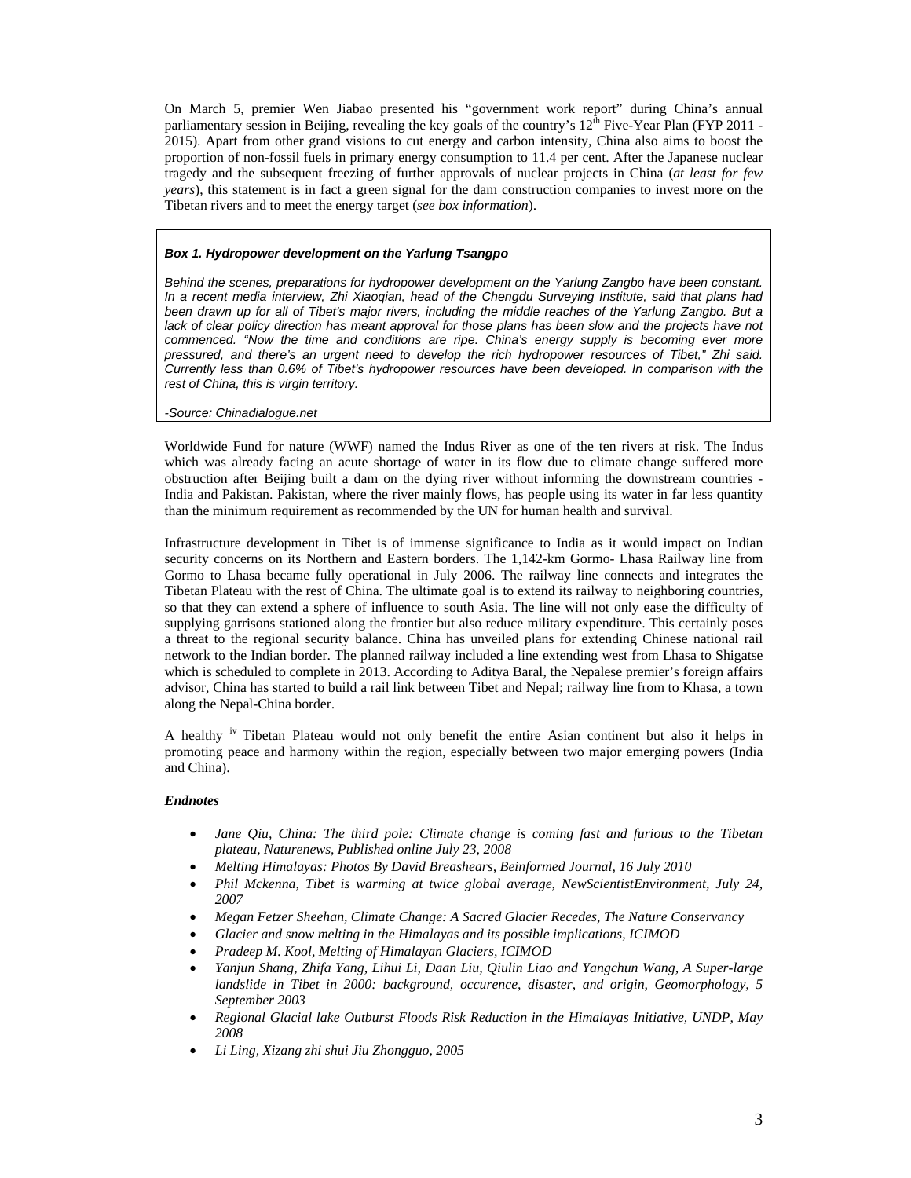On March 5, premier Wen Jiabao presented his "government work report" during China's annual parliamentary session in Beijing, revealing the key goals of the country's 12th Five-Year Plan (FYP 2011 - 2015). Apart from other grand visions to cut energy and carbon intensity, China also aims to boost the proportion of non-fossil fuels in primary energy consumption to 11.4 per cent. After the Japanese nuclear tragedy and the subsequent freezing of further approvals of nuclear projects in China (*at least for few years*), this statement is in fact a green signal for the dam construction companies to invest more on the Tibetan rivers and to meet the energy target (*see box information*).

> ***Box 1. Hydropower development on the Yarlung Tsangpo***
>
> *Behind the scenes, preparations for hydropower development on the Yarlung Zangbo have been constant. In a recent media interview, Zhi Xiaoqian, head of the Chengdu Surveying Institute, said that plans had been drawn up for all of Tibet's major rivers, including the middle reaches of the Yarlung Zangbo. But a lack of clear policy direction has meant approval for those plans has been slow and the projects have not commenced. "Now the time and conditions are ripe. China's energy supply is becoming ever more pressured, and there's an urgent need to develop the rich hydropower resources of Tibet," Zhi said. Currently less than 0.6% of Tibet's hydropower resources have been developed. In comparison with the rest of China, this is virgin territory.*
>
> *-Source: Chinadialogue.net*

Worldwide Fund for nature (WWF) named the Indus River as one of the ten rivers at risk. The Indus which was already facing an acute shortage of water in its flow due to climate change suffered more obstruction after Beijing built a dam on the dying river without informing the downstream countries - India and Pakistan. Pakistan, where the river mainly flows, has people using its water in far less quantity than the minimum requirement as recommended by the UN for human health and survival.

Infrastructure development in Tibet is of immense significance to India as it would impact on Indian security concerns on its Northern and Eastern borders. The 1,142-km Gormo- Lhasa Railway line from Gormo to Lhasa became fully operational in July 2006. The railway line connects and integrates the Tibetan Plateau with the rest of China. The ultimate goal is to extend its railway to neighboring countries, so that they can extend a sphere of influence to south Asia. The line will not only ease the difficulty of supplying garrisons stationed along the frontier but also reduce military expenditure. This certainly poses a threat to the regional security balance. China has unveiled plans for extending Chinese national rail network to the Indian border. The planned railway included a line extending west from Lhasa to Shigatse which is scheduled to complete in 2013. According to Aditya Baral, the Nepalese premier's foreign affairs advisor, China has started to build a rail link between Tibet and Nepal; railway line from to Khasa, a town along the Nepal-China border.

A healthy [iv] Tibetan Plateau would not only benefit the entire Asian continent but also it helps in promoting peace and harmony within the region, especially between two major emerging powers (India and China).

### *Endnotes*

- *Jane Qiu, China: The third pole: Climate change is coming fast and furious to the Tibetan plateau, Naturenews, Published online July 23, 2008*
- *Melting Himalayas: Photos By David Breashears, Beinformed Journal, 16 July 2010*
- *Phil Mckenna, Tibet is warming at twice global average, NewScientistEnvironment, July 24, 2007*
- *Megan Fetzer Sheehan, Climate Change: A Sacred Glacier Recedes, The Nature Conservancy*
- *Glacier and snow melting in the Himalayas and its possible implications, ICIMOD*
- *Pradeep M. Kool, Melting of Himalayan Glaciers, ICIMOD*
- *Yanjun Shang, Zhifa Yang, Lihui Li, Daan Liu, Qiulin Liao and Yangchun Wang, A Super-large landslide in Tibet in 2000: background, occurence, disaster, and origin, Geomorphology, 5 September 2003*
- *Regional Glacial lake Outburst Floods Risk Reduction in the Himalayas Initiative, UNDP, May 2008*
- *Li Ling, Xizang zhi shui Jiu Zhongguo, 2005*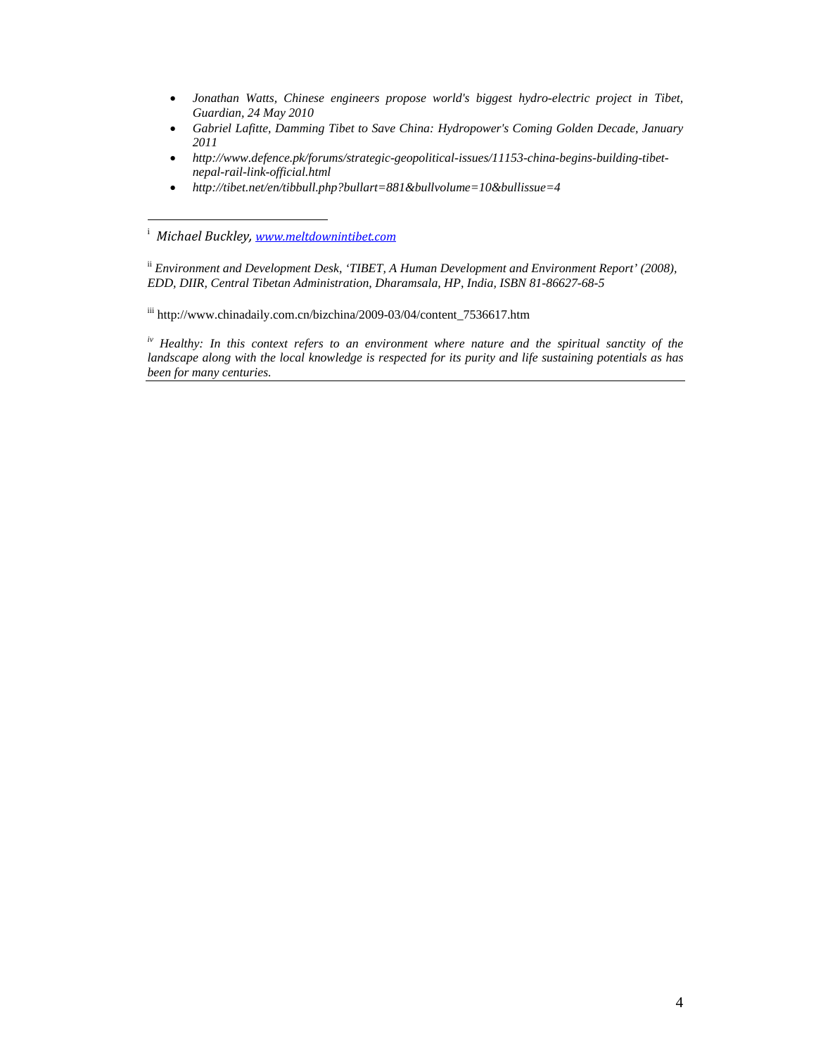- *Jonathan Watts, Chinese engineers propose world's biggest hydro-electric project in Tibet, Guardian, 24 May 2010*
- *Gabriel Lafitte, Damming Tibet to Save China: Hydropower's Coming Golden Decade, January 2011*
- *http://www.defence.pk/forums/strategic-geopolitical-issues/11153-china-begins-building-tibet-nepal-rail-link-official.html*
- *http://tibet.net/en/tibbull.php?bullart=881&bullvolume=10&bullissue=4*

---

[i] *Michael Buckley, [www.meltdownintibet.com](http://www.meltdownintibet.com)*

[ii] *Environment and Development Desk, 'TIBET, A Human Development and Environment Report' (2008), EDD, DIIR, Central Tibetan Administration, Dharamsala, HP, India, ISBN 81-86627-68-5*

[iii] http://www.chinadaily.com.cn/bizchina/2009-03/04/content_7536617.htm

[iv] *Healthy: In this context refers to an environment where nature and the spiritual sanctity of the landscape along with the local knowledge is respected for its purity and life sustaining potentials as has been for many centuries.*